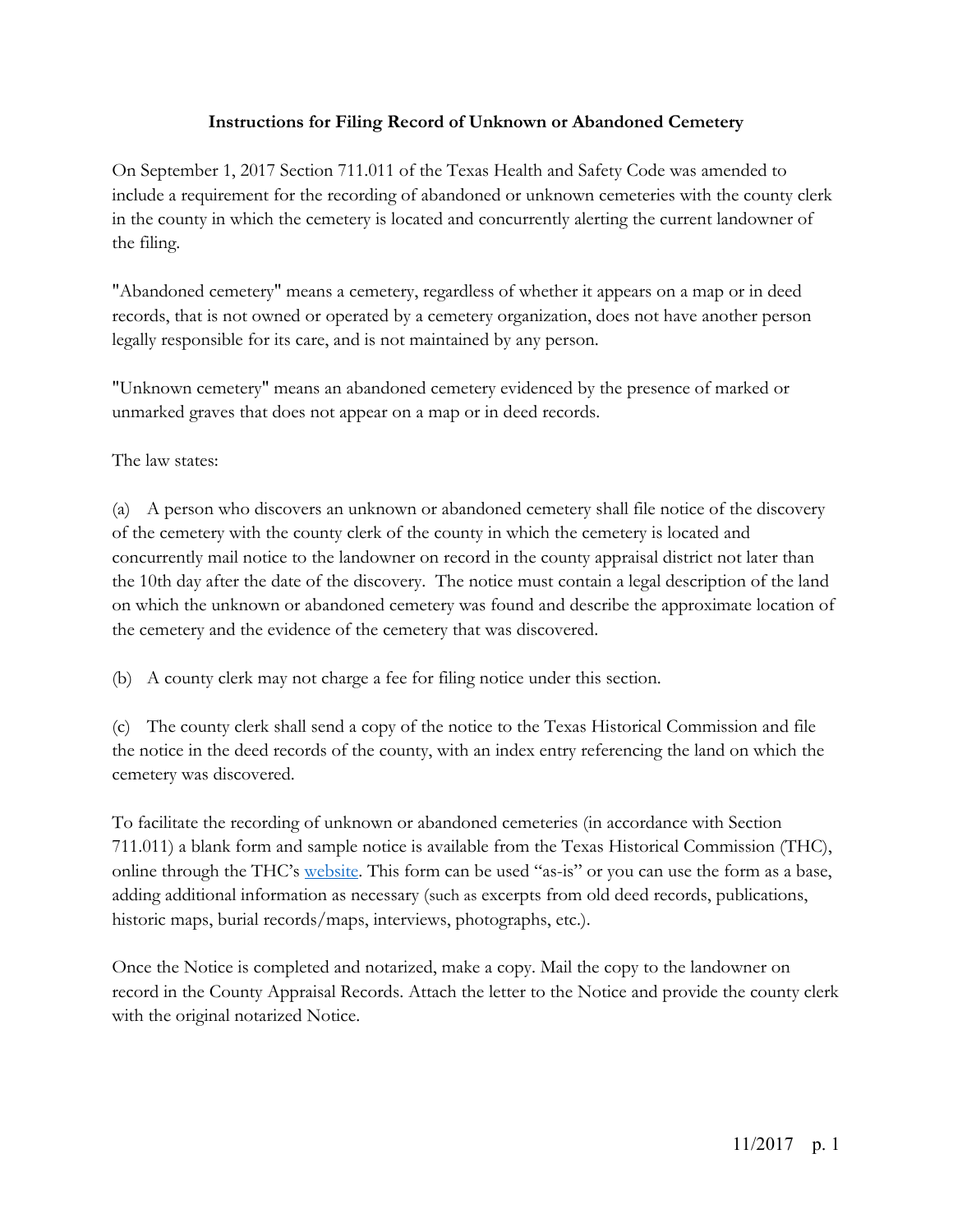# Instructions for Filing Record of Unknown or Abandoned Cemetery

On September 1, 2017 Section 711.011 of the Texas Health and Safety Code was amended to include a requirement for the recording of abandoned or unknown cemeteries with the county clerk in the county in which the cemetery is located and concurrently alerting the current landowner of the filing.

"Abandoned cemetery" means a cemetery, regardless of whether it appears on a map or in deed records, that is not owned or operated by a cemetery organization, does not have another person legally responsible for its care, and is not maintained by any person.

"Unknown cemetery" means an abandoned cemetery evidenced by the presence of marked or unmarked graves that does not appear on a map or in deed records.

The law states:

(a) A person who discovers an unknown or abandoned cemetery shall file notice of the discovery of the cemetery with the county clerk of the county in which the cemetery is located and concurrently mail notice to the landowner on record in the county appraisal district not later than the 10th day after the date of the discovery. The notice must contain a legal description of the land on which the unknown or abandoned cemetery was found and describe the approximate location of the cemetery and the evidence of the cemetery that was discovered.

(b) A county clerk may not charge a fee for filing notice under this section.

(c) The county clerk shall send a copy of the notice to the Texas Historical Commission and file the notice in the deed records of the county, with an index entry referencing the land on which the cemetery was discovered.

To facilitate the recording of unknown or abandoned cemeteries (in accordance with Section 711.011) a blank form and sample notice is available from the Texas Historical Commission (THC), online through the THC's website. This form can be used "as-is" or you can use the form as a base, adding additional information as necessary (such as excerpts from old deed records, publications, historic maps, burial records/maps, interviews, photographs, etc.).

Once the Notice is completed and notarized, make a copy. Mail the copy to the landowner on record in the County Appraisal Records. Attach the letter to the Notice and provide the county clerk with the original notarized Notice.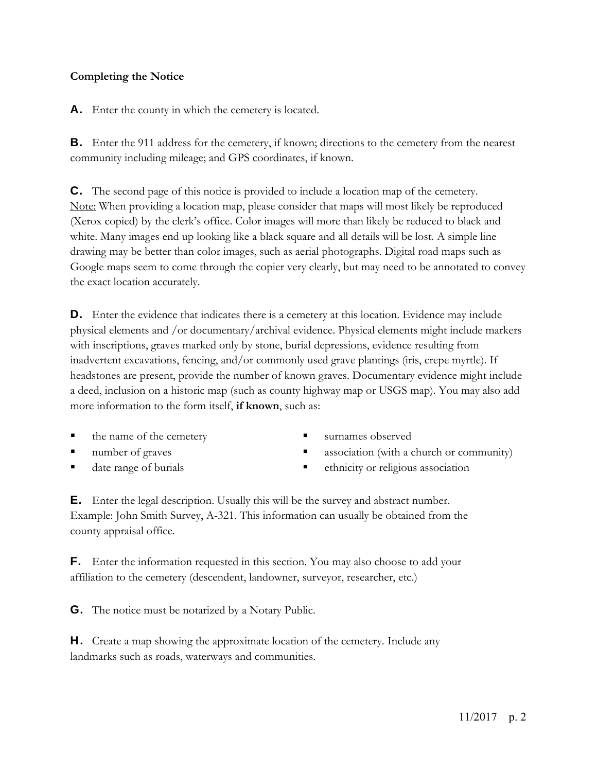**Completing the Notice**

**A.** Enter the county in which the cemetery is located.

**B.** Enter the 911 address for the cemetery, if known; directions to the cemetery from the nearest community including mileage; and GPS coordinates, if known.

**C.** The second page of this notice is provided to include a location map of the cemetery. <u>Note:</u> When providing a location map, please consider that maps will most likely be reproduced (Xerox copied) by the clerk's office. Color images will more than likely be reduced to black and white. Many images end up looking like a black square and all details will be lost. A simple line drawing may be better than color images, such as aerial photographs. Digital road maps such as Google maps seem to come through the copier very clearly, but may need to be annotated to convey the exact location accurately.

**D.** Enter the evidence that indicates there is a cemetery at this location. Evidence may include physical elements and /or documentary/archival evidence. Physical elements might include markers with inscriptions, graves marked only by stone, burial depressions, evidence resulting from inadvertent excavations, fencing, and/or commonly used grave plantings (iris, crepe myrtle). If headstones are present, provide the number of known graves. Documentary evidence might include a deed, inclusion on a historic map (such as county highway map or USGS map). You may also add more information to the form itself, **if known**, such as:

- the name of the cemetery
- number of graves
- date range of burials
- surnames observed
- association (with a church or community)
- ethnicity or religious association

**E.** Enter the legal description. Usually this will be the survey and abstract number. Example: John Smith Survey, A-321. This information can usually be obtained from the county appraisal office.

**F.** Enter the information requested in this section. You may also choose to add your affiliation to the cemetery (descendent, landowner, surveyor, researcher, etc.)

**G.** The notice must be notarized by a Notary Public.

**H.** Create a map showing the approximate location of the cemetery. Include any landmarks such as roads, waterways and communities.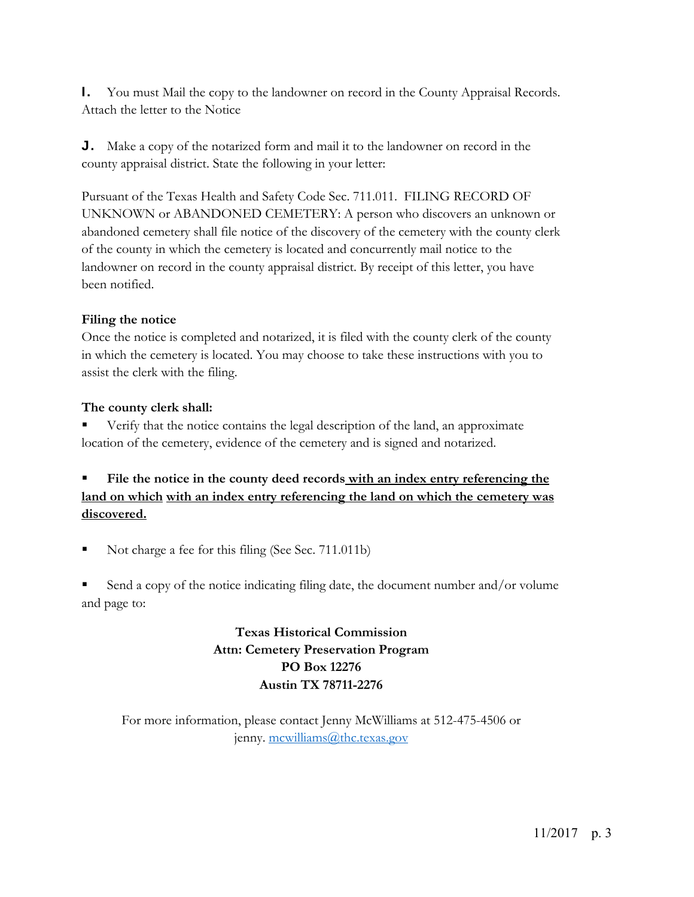**I.** You must Mail the copy to the landowner on record in the County Appraisal Records. Attach the letter to the Notice

**J.** Make a copy of the notarized form and mail it to the landowner on record in the county appraisal district. State the following in your letter:

Pursuant of the Texas Health and Safety Code Sec. 711.011. FILING RECORD OF UNKNOWN or ABANDONED CEMETERY: A person who discovers an unknown or abandoned cemetery shall file notice of the discovery of the cemetery with the county clerk of the county in which the cemetery is located and concurrently mail notice to the landowner on record in the county appraisal district. By receipt of this letter, you have been notified.

**Filing the notice**

Once the notice is completed and notarized, it is filed with the county clerk of the county in which the cemetery is located. You may choose to take these instructions with you to assist the clerk with the filing.

**The county clerk shall:**

- Verify that the notice contains the legal description of the land, an approximate location of the cemetery, evidence of the cemetery and is signed and notarized.

- **File the notice in the county deed records <u>with an index entry referencing the land on which</u> <u>with an index entry referencing the land on which the cemetery was discovered.</u>**

- Not charge a fee for this filing (See Sec. 711.011b)

- Send a copy of the notice indicating filing date, the document number and/or volume and page to:

**Texas Historical Commission**
**Attn: Cemetery Preservation Program**
**PO Box 12276**
**Austin TX 78711-2276**

For more information, please contact Jenny McWilliams at 512-475-4506 or jenny. mcwilliams@thc.texas.gov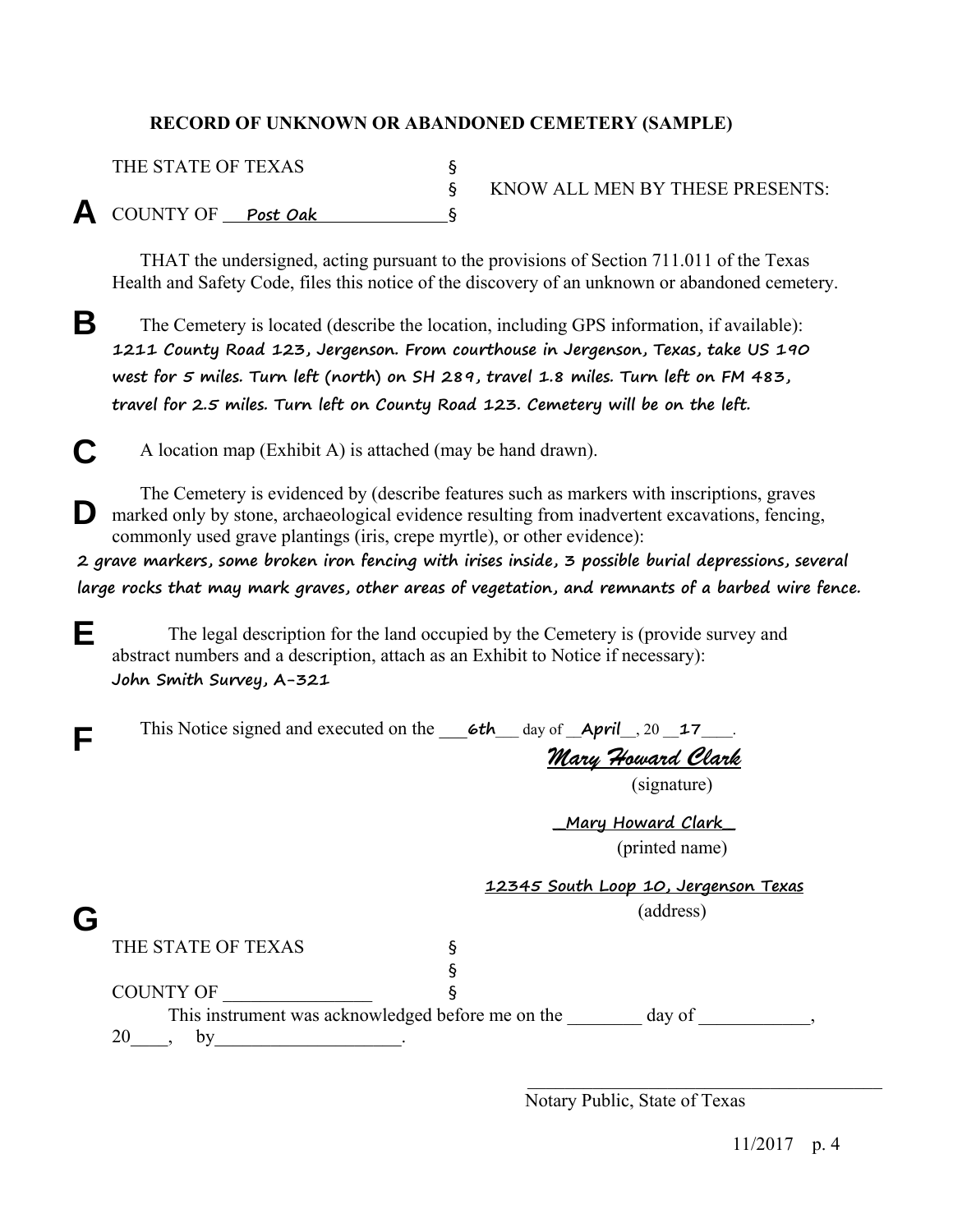### RECORD OF UNKNOWN OR ABANDONED CEMETERY (SAMPLE)

THE STATE OF TEXAS §
§ KNOW ALL MEN BY THESE PRESENTS:
**A** COUNTY OF ___Post Oak___ §

THAT the undersigned, acting pursuant to the provisions of Section 711.011 of the Texas Health and Safety Code, files this notice of the discovery of an unknown or abandoned cemetery.

**B** The Cemetery is located (describe the location, including GPS information, if available):
*1211 County Road 123, Jergenson. From courthouse in Jergenson, Texas, take US 190 west for 5 miles. Turn left (north) on SH 289, travel 1.8 miles. Turn left on FM 483, travel for 2.5 miles. Turn left on County Road 123. Cemetery will be on the left.*

**C** A location map (Exhibit A) is attached (may be hand drawn).

**D** The Cemetery is evidenced by (describe features such as markers with inscriptions, graves marked only by stone, archaeological evidence resulting from inadvertent excavations, fencing, commonly used grave plantings (iris, crepe myrtle), or other evidence):
*2 grave markers, some broken iron fencing with irises inside, 3 possible burial depressions, several large rocks that may mark graves, other areas of vegetation, and remnants of a barbed wire fence.*

**E** The legal description for the land occupied by the Cemetery is (provide survey and abstract numbers and a description, attach as an Exhibit to Notice if necessary):
*John Smith Survey, A-321*

**F** This Notice signed and executed on the ___6th___ day of __April__, 20 __17____.

*Mary Howard Clark*
(signature)

_Mary Howard Clark_
(printed name)

12345 South Loop 10, Jergenson Texas
(address)

**G**

THE STATE OF TEXAS §
§
COUNTY OF ________________ §

This instrument was acknowledged before me on the ________ day of ____________, 20____, by____________________.

_________________________________________
Notary Public, State of Texas

11/2017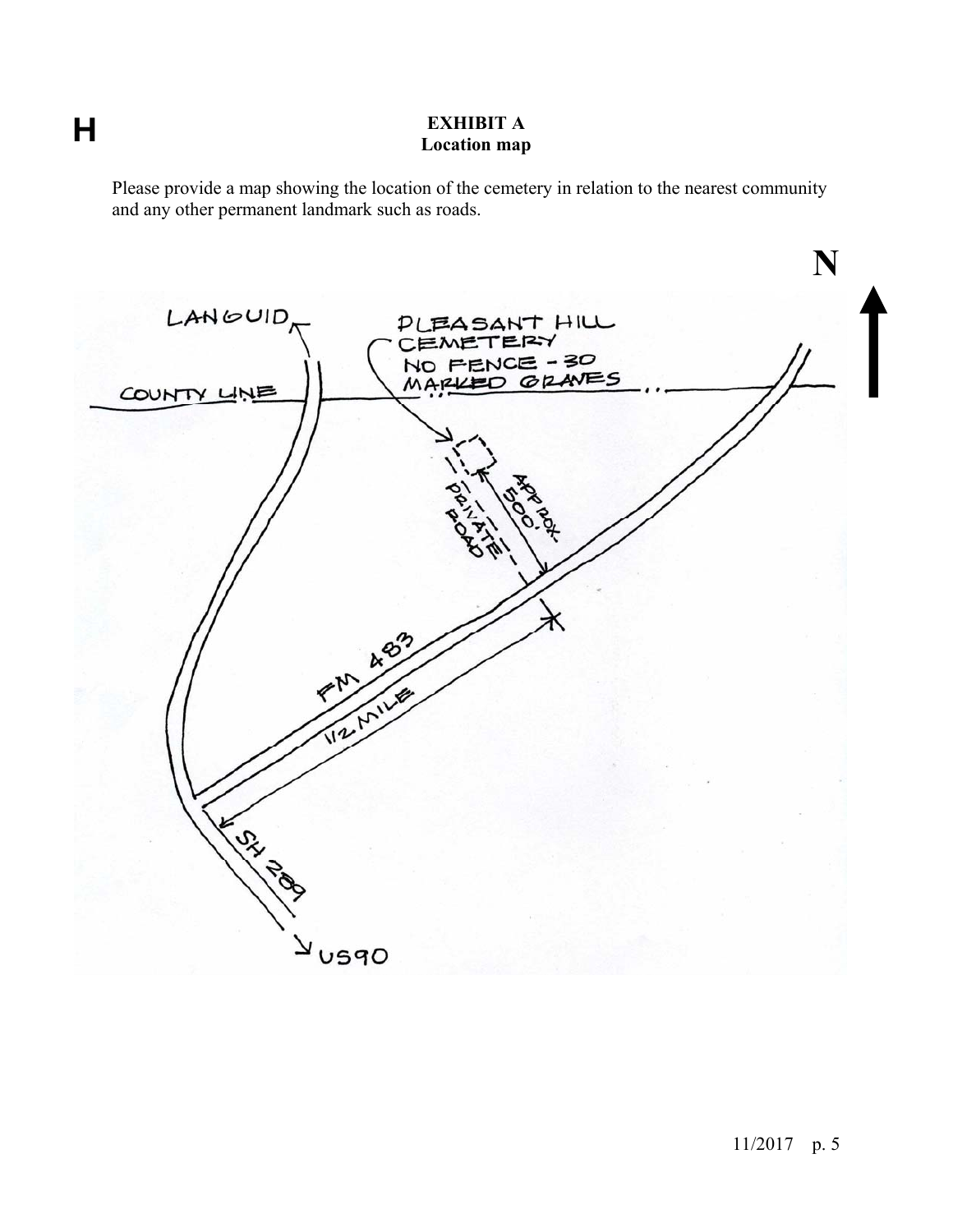**H**

**EXHIBIT A**
**Location map**

Please provide a map showing the location of the cemetery in relation to the nearest community and any other permanent landmark such as roads.

N

LANGUID

PLEASANT HILL CEMETERY
NO FENCE - 30 MARKED GRAVES

COUNTY LINE

PRIVATE ROAD

APPROX. 500'

FM 483

1/2 MILE

SH 209

US90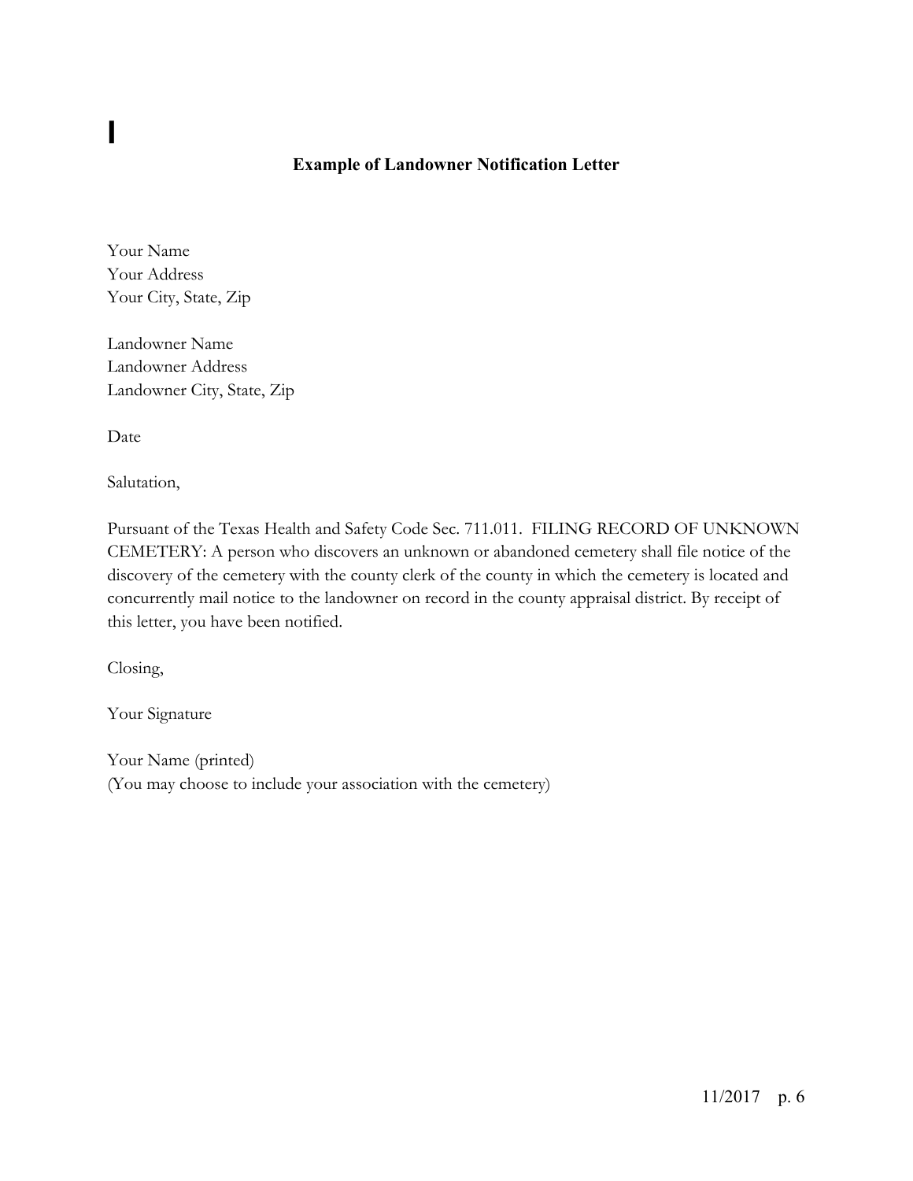I

### Example of Landowner Notification Letter

Your Name
Your Address
Your City, State, Zip

Landowner Name
Landowner Address
Landowner City, State, Zip

Date

Salutation,

Pursuant of the Texas Health and Safety Code Sec. 711.011. FILING RECORD OF UNKNOWN CEMETERY: A person who discovers an unknown or abandoned cemetery shall file notice of the discovery of the cemetery with the county clerk of the county in which the cemetery is located and concurrently mail notice to the landowner on record in the county appraisal district. By receipt of this letter, you have been notified.

Closing,

Your Signature

Your Name (printed)
(You may choose to include your association with the cemetery)

11/2017